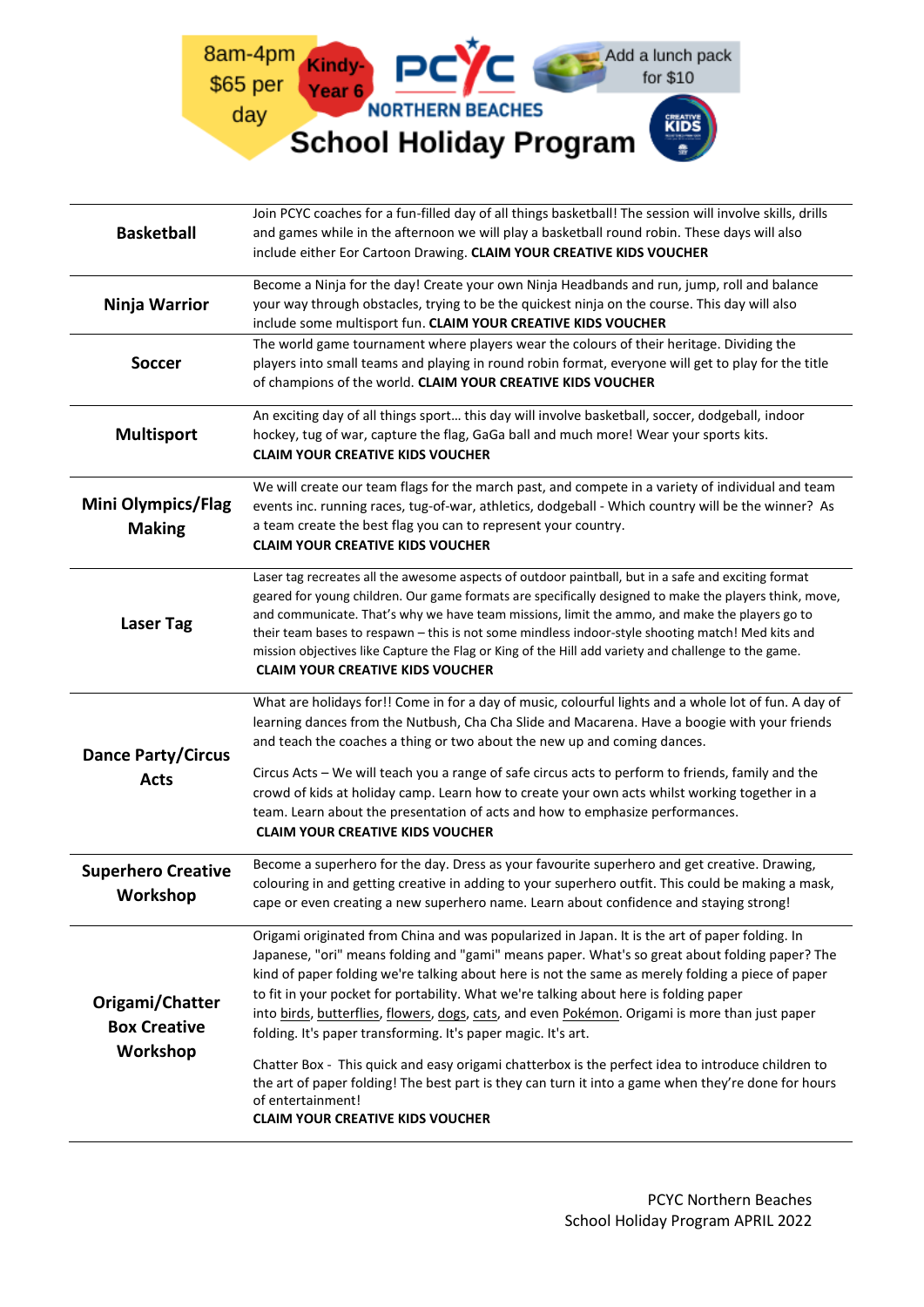8am-4pm $65 per day

Kindy-Year 6

PCYC NORTHERN BEACHES

Add a lunch pack for $10

# School Holiday Program

CREATIVE KIDS

| | |
|---|---|
| **Basketball** | Join PCYC coaches for a fun-filled day of all things basketball! The session will involve skills, drills and games while in the afternoon we will play a basketball round robin. These days will also include either Eor Cartoon Drawing. **CLAIM YOUR CREATIVE KIDS VOUCHER** |
| **Ninja Warrior** | Become a Ninja for the day! Create your own Ninja Headbands and run, jump, roll and balance your way through obstacles, trying to be the quickest ninja on the course. This day will also include some multisport fun. **CLAIM YOUR CREATIVE KIDS VOUCHER** |
| **Soccer** | The world game tournament where players wear the colours of their heritage. Dividing the players into small teams and playing in round robin format, everyone will get to play for the title of champions of the world. **CLAIM YOUR CREATIVE KIDS VOUCHER** |
| **Multisport** | An exciting day of all things sport… this day will involve basketball, soccer, dodgeball, indoor hockey, tug of war, capture the flag, GaGa ball and much more! Wear your sports kits. **CLAIM YOUR CREATIVE KIDS VOUCHER** |
| **Mini Olympics/Flag Making** | We will create our team flags for the march past, and compete in a variety of individual and team events inc. running races, tug-of-war, athletics, dodgeball - Which country will be the winner? As a team create the best flag you can to represent your country. **CLAIM YOUR CREATIVE KIDS VOUCHER** |
| **Laser Tag** | Laser tag recreates all the awesome aspects of outdoor paintball, but in a safe and exciting format geared for young children. Our game formats are specifically designed to make the players think, move, and communicate. That's why we have team missions, limit the ammo, and make the players go to their team bases to respawn – this is not some mindless indoor-style shooting match! Med kits and mission objectives like Capture the Flag or King of the Hill add variety and challenge to the game. **CLAIM YOUR CREATIVE KIDS VOUCHER** |
| **Dance Party/Circus Acts** | What are holidays for!! Come in for a day of music, colourful lights and a whole lot of fun. A day of learning dances from the Nutbush, Cha Cha Slide and Macarena. Have a boogie with your friends and teach the coaches a thing or two about the new up and coming dances.<br><br>Circus Acts – We will teach you a range of safe circus acts to perform to friends, family and the crowd of kids at holiday camp. Learn how to create your own acts whilst working together in a team. Learn about the presentation of acts and how to emphasize performances. **CLAIM YOUR CREATIVE KIDS VOUCHER** |
| **Superhero Creative Workshop** | Become a superhero for the day. Dress as your favourite superhero and get creative. Drawing, colouring in and getting creative in adding to your superhero outfit. This could be making a mask, cape or even creating a new superhero name. Learn about confidence and staying strong! |
| **Origami/Chatter Box Creative Workshop** | Origami originated from China and was popularized in Japan. It is the art of paper folding. In Japanese, "ori" means folding and "gami" means paper. What's so great about folding paper? The kind of paper folding we're talking about here is not the same as merely folding a piece of paper to fit in your pocket for portability. What we're talking about here is folding paper into birds, butterflies, flowers, dogs, cats, and even Pokémon. Origami is more than just paper folding. It's paper transforming. It's paper magic. It's art.<br><br>Chatter Box - This quick and easy origami chatterbox is the perfect idea to introduce children to the art of paper folding! The best part is they can turn it into a game when they're done for hours of entertainment! **CLAIM YOUR CREATIVE KIDS VOUCHER** |

PCYC Northern Beaches
School Holiday Program APRIL 2022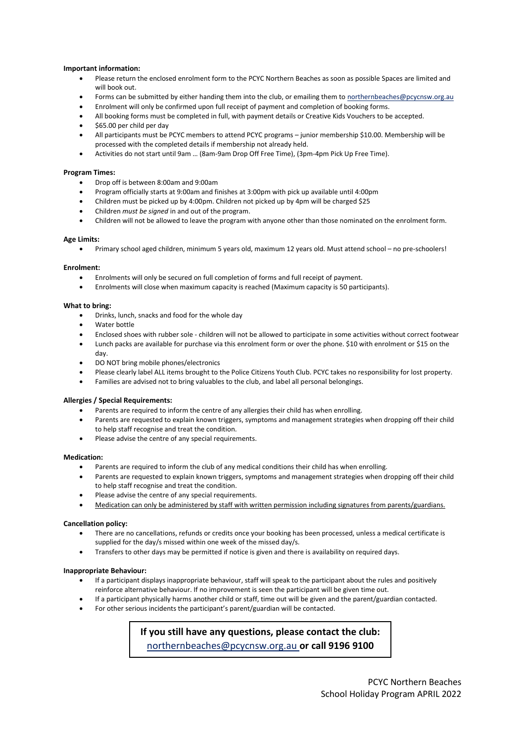**Important information:**

- Please return the enclosed enrolment form to the PCYC Northern Beaches as soon as possible Spaces are limited and will book out.
- Forms can be submitted by either handing them into the club, or emailing them to northernbeaches@pcycnsw.org.au
- Enrolment will only be confirmed upon full receipt of payment and completion of booking forms.
- All booking forms must be completed in full, with payment details or Creative Kids Vouchers to be accepted.
- $65.00 per child per day
- All participants must be PCYC members to attend PCYC programs – junior membership $10.00. Membership will be processed with the completed details if membership not already held.
- Activities do not start until 9am … (8am-9am Drop Off Free Time), (3pm-4pm Pick Up Free Time).

**Program Times:**

- Drop off is between 8:00am and 9:00am
- Program officially starts at 9:00am and finishes at 3:00pm with pick up available until 4:00pm
- Children must be picked up by 4:00pm. Children not picked up by 4pm will be charged $25
- Children *must be signed* in and out of the program.
- Children will not be allowed to leave the program with anyone other than those nominated on the enrolment form.

**Age Limits:**

- Primary school aged children, minimum 5 years old, maximum 12 years old. Must attend school – no pre-schoolers!

**Enrolment:**

- Enrolments will only be secured on full completion of forms and full receipt of payment.
- Enrolments will close when maximum capacity is reached (Maximum capacity is 50 participants).

**What to bring:**

- Drinks, lunch, snacks and food for the whole day
- Water bottle
- Enclosed shoes with rubber sole - children will not be allowed to participate in some activities without correct footwear
- Lunch packs are available for purchase via this enrolment form or over the phone. $10 with enrolment or $15 on the day.
- DO NOT bring mobile phones/electronics
- Please clearly label ALL items brought to the Police Citizens Youth Club. PCYC takes no responsibility for lost property.
- Families are advised not to bring valuables to the club, and label all personal belongings.

**Allergies / Special Requirements:**

- Parents are required to inform the centre of any allergies their child has when enrolling.
- Parents are requested to explain known triggers, symptoms and management strategies when dropping off their child to help staff recognise and treat the condition.
- Please advise the centre of any special requirements.

**Medication:**

- Parents are required to inform the club of any medical conditions their child has when enrolling.
- Parents are requested to explain known triggers, symptoms and management strategies when dropping off their child to help staff recognise and treat the condition.
- Please advise the centre of any special requirements.
- Medication can only be administered by staff with written permission including signatures from parents/guardians.

**Cancellation policy:**

- There are no cancellations, refunds or credits once your booking has been processed, unless a medical certificate is supplied for the day/s missed within one week of the missed day/s.
- Transfers to other days may be permitted if notice is given and there is availability on required days.

**Inappropriate Behaviour:**

- If a participant displays inappropriate behaviour, staff will speak to the participant about the rules and positively reinforce alternative behaviour. If no improvement is seen the participant will be given time out.
- If a participant physically harms another child or staff, time out will be given and the parent/guardian contacted.
- For other serious incidents the participant's parent/guardian will be contacted.

**If you still have any questions, please contact the club:**
northernbeaches@pcycnsw.org.au **or call 9196 9100**

PCYC Northern Beaches
School Holiday Program APRIL 2022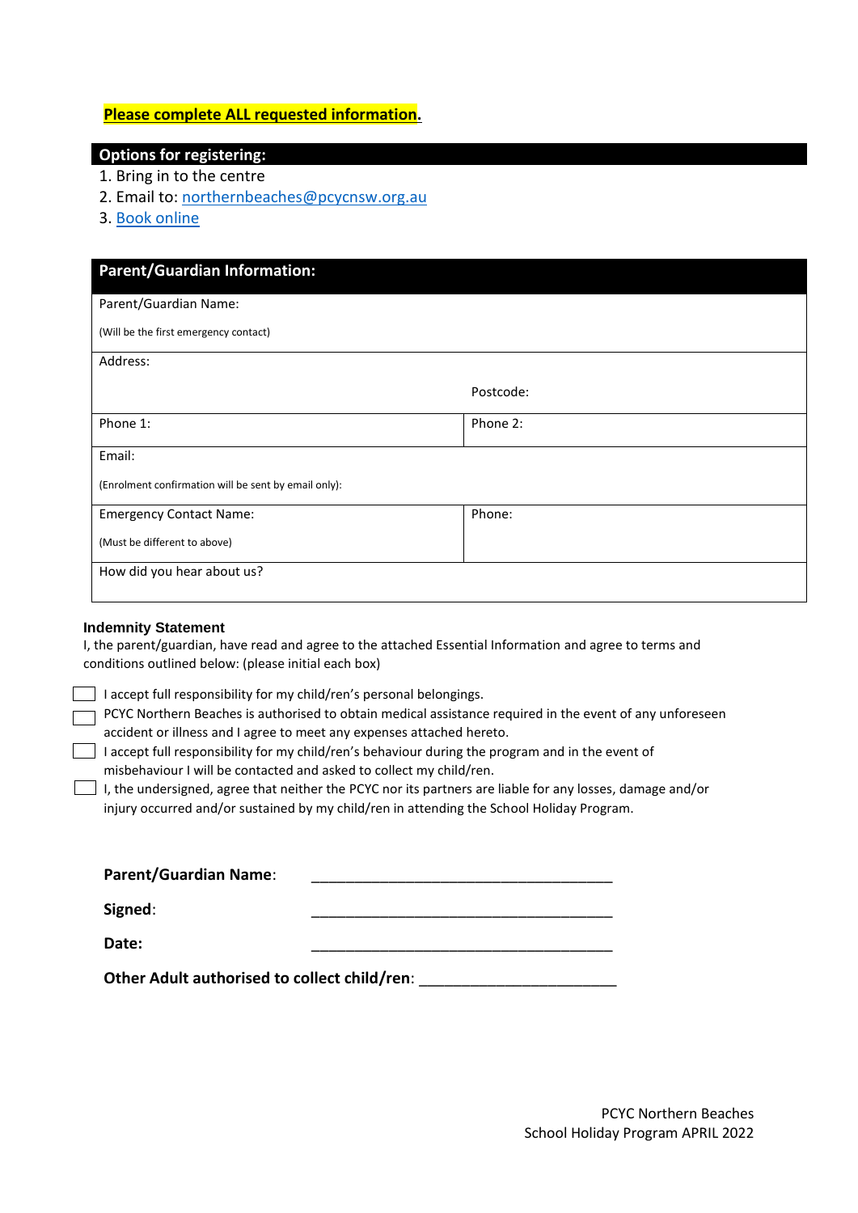**Please complete ALL requested information.**

## Options for registering:

1. Bring in to the centre
2. Email to: northernbeaches@pcycnsw.org.au
3. Book online

| Parent/Guardian Information: | |
|---|---|
| Parent/Guardian Name:<br>(Will be the first emergency contact) | |
| Address: | Postcode: |
| Phone 1: | Phone 2: |
| Email:<br>(Enrolment confirmation will be sent by email only): | |
| Emergency Contact Name:<br>(Must be different to above) | Phone: |
| How did you hear about us? | |

**Indemnity Statement**

I, the parent/guardian, have read and agree to the attached Essential Information and agree to terms and conditions outlined below: (please initial each box)

- ☐ I accept full responsibility for my child/ren's personal belongings.
- ☐ PCYC Northern Beaches is authorised to obtain medical assistance required in the event of any unforeseen accident or illness and I agree to meet any expenses attached hereto.
- ☐ I accept full responsibility for my child/ren's behaviour during the program and in the event of misbehaviour I will be contacted and asked to collect my child/ren.
- ☐ I, the undersigned, agree that neither the PCYC nor its partners are liable for any losses, damage and/or injury occurred and/or sustained by my child/ren in attending the School Holiday Program.

**Parent/Guardian Name**: ______________________________________

**Signed**: ______________________________________

**Date:** ______________________________________

**Other Adult authorised to collect child/ren**: ________________________

PCYC Northern Beaches
School Holiday Program APRIL 2022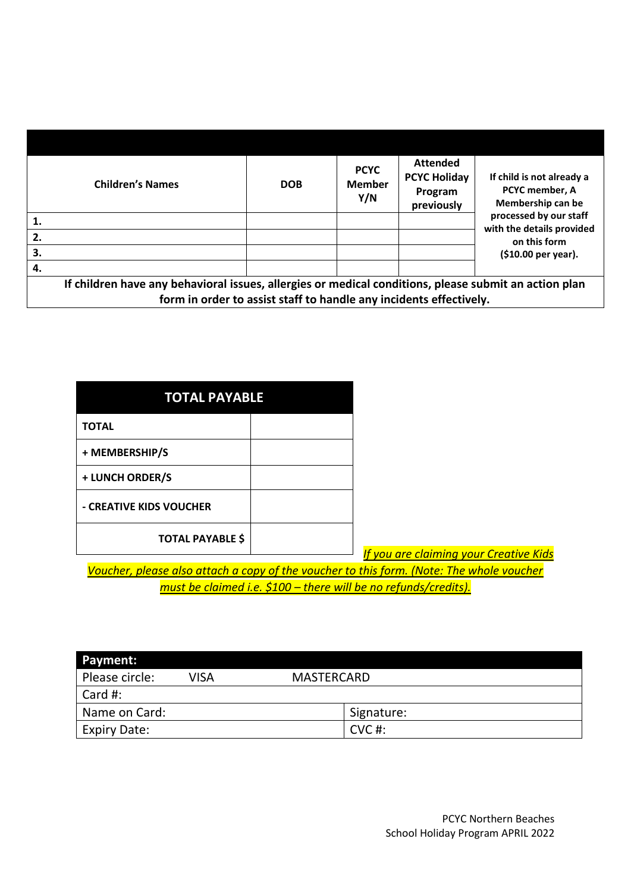| Children's Names | DOB | PCYC Member Y/N | Attended PCYC Holiday Program previously | If child is not already a PCYC member, A Membership can be processed by our staff with the details provided on this form ($10.00 per year). |
|---|---|---|---|---|
| 1. | | | | |
| 2. | | | | |
| 3. | | | | |
| 4. | | | | |

**If children have any behavioral issues, allergies or medical conditions, please submit an action plan form in order to assist staff to handle any incidents effectively.**

| TOTAL PAYABLE | |
|---|---|
| **TOTAL** | |
| **+ MEMBERSHIP/S** | |
| **+ LUNCH ORDER/S** | |
| **- CREATIVE KIDS VOUCHER** | |
| **TOTAL PAYABLE $** | |

*If you are claiming your Creative Kids Voucher, please also attach a copy of the voucher to this form. (Note: The whole voucher must be claimed i.e. $100 – there will be no refunds/credits).*

| **Payment:** | |
|---|---|
| Please circle: VISA MASTERCARD | |
| Card #: | |
| Name on Card: | Signature: |
| Expiry Date: | CVC #: |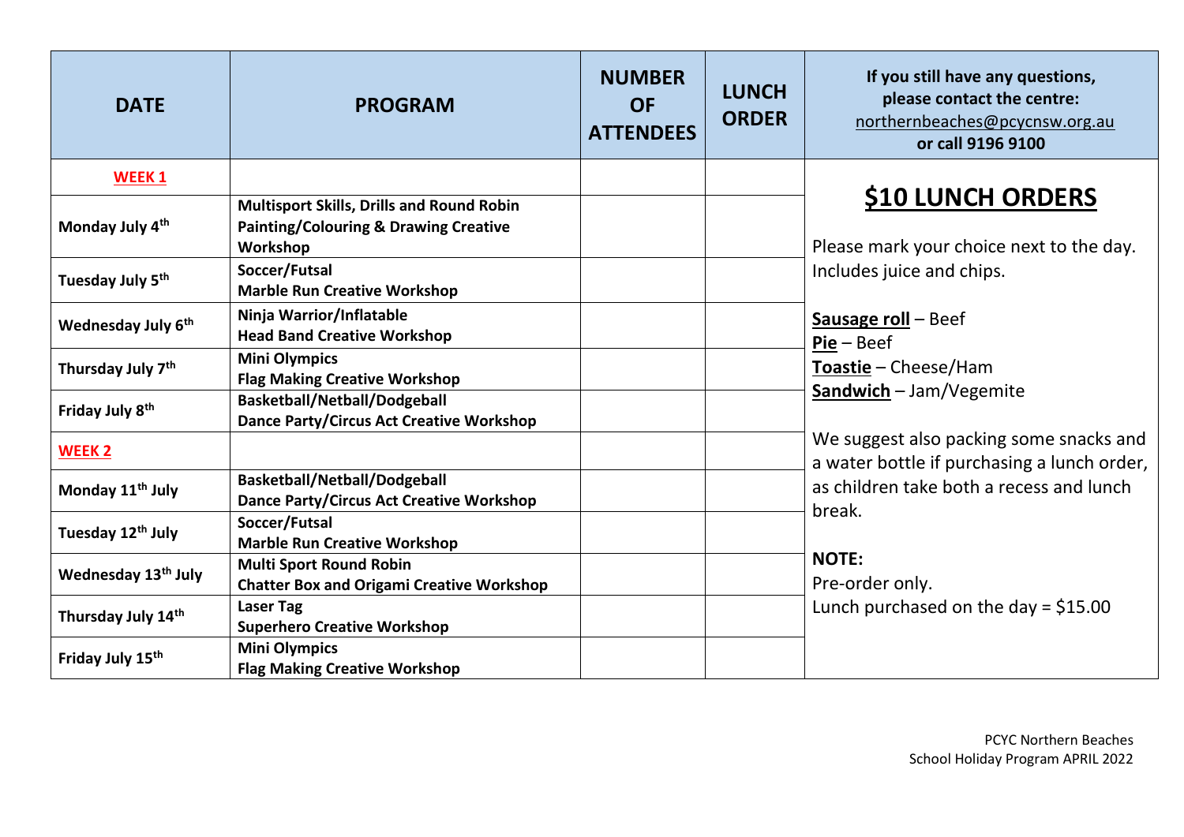| DATE | PROGRAM | NUMBER OF ATTENDEES | LUNCH ORDER |
|---|---|---|---|
| **WEEK 1** | | | |
| **Monday July 4th** | **Multisport Skills, Drills and Round Robin**<br>**Painting/Colouring & Drawing Creative Workshop** | | |
| **Tuesday July 5th** | **Soccer/Futsal**<br>**Marble Run Creative Workshop** | | |
| **Wednesday July 6th** | **Ninja Warrior/Inflatable**<br>**Head Band Creative Workshop** | | |
| **Thursday July 7th** | **Mini Olympics**<br>**Flag Making Creative Workshop** | | |
| **Friday July 8th** | **Basketball/Netball/Dodgeball**<br>**Dance Party/Circus Act Creative Workshop** | | |
| **WEEK 2** | | | |
| **Monday 11th July** | **Basketball/Netball/Dodgeball**<br>**Dance Party/Circus Act Creative Workshop** | | |
| **Tuesday 12th July** | **Soccer/Futsal**<br>**Marble Run Creative Workshop** | | |
| **Wednesday 13th July** | **Multi Sport Round Robin**<br>**Chatter Box and Origami Creative Workshop** | | |
| **Thursday July 14th** | **Laser Tag**<br>**Superhero Creative Workshop** | | |
| **Friday July 15th** | **Mini Olympics**<br>**Flag Making Creative Workshop** | | |

**If you still have any questions, please contact the centre:**
northernbeaches@pcycnsw.org.au
**or call 9196 9100**

## $10 LUNCH ORDERS

Please mark your choice next to the day. Includes juice and chips.

**Sausage roll** – Beef
**Pie** – Beef
**Toastie** – Cheese/Ham
**Sandwich** – Jam/Vegemite

We suggest also packing some snacks and a water bottle if purchasing a lunch order, as children take both a recess and lunch break.

**NOTE:**
Pre-order only.
Lunch purchased on the day = $15.00

PCYC Northern Beaches
School Holiday Program APRIL 2022